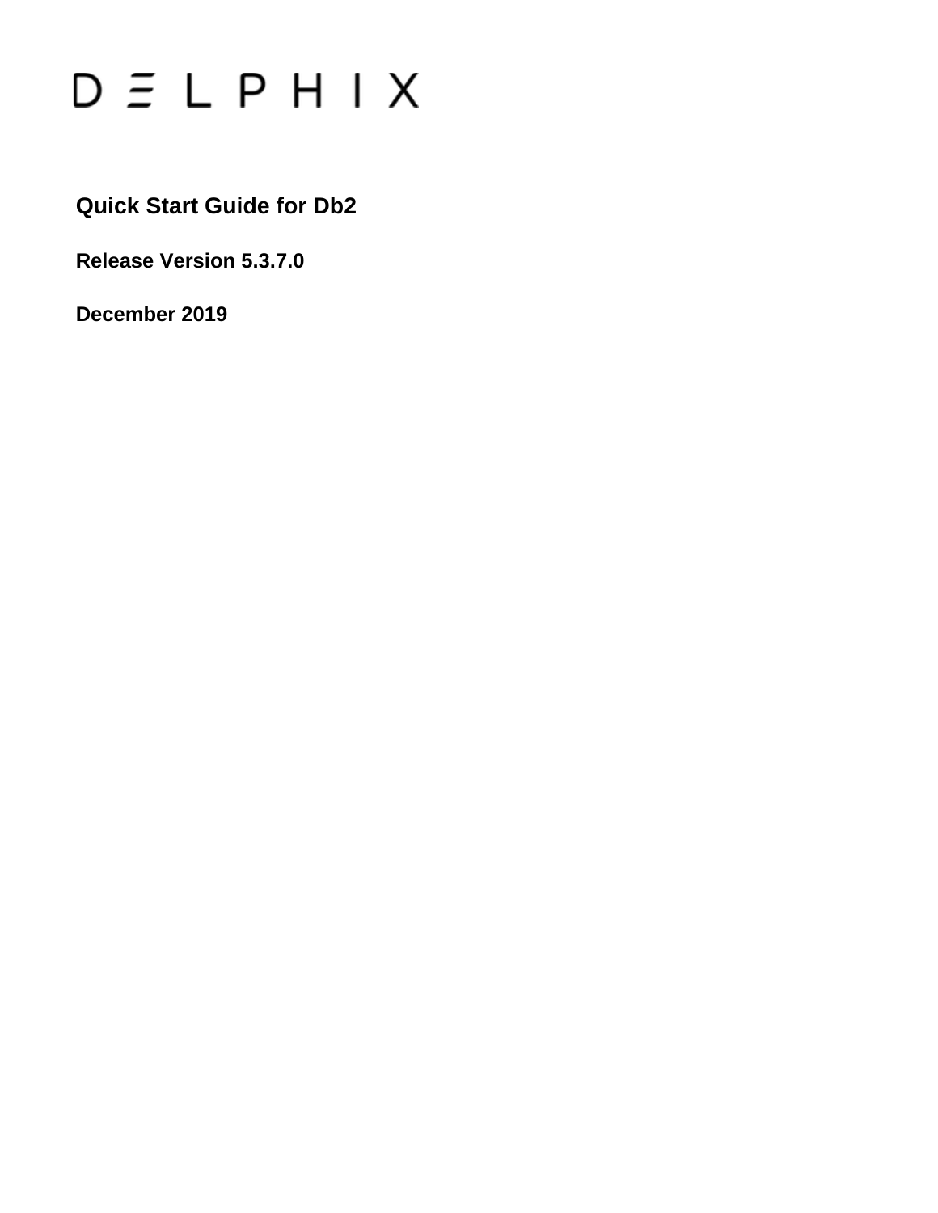D Ξ L P H I X

# Quick Start Guide for Db2

**Release Version 5.3.7.0**

**December 2019**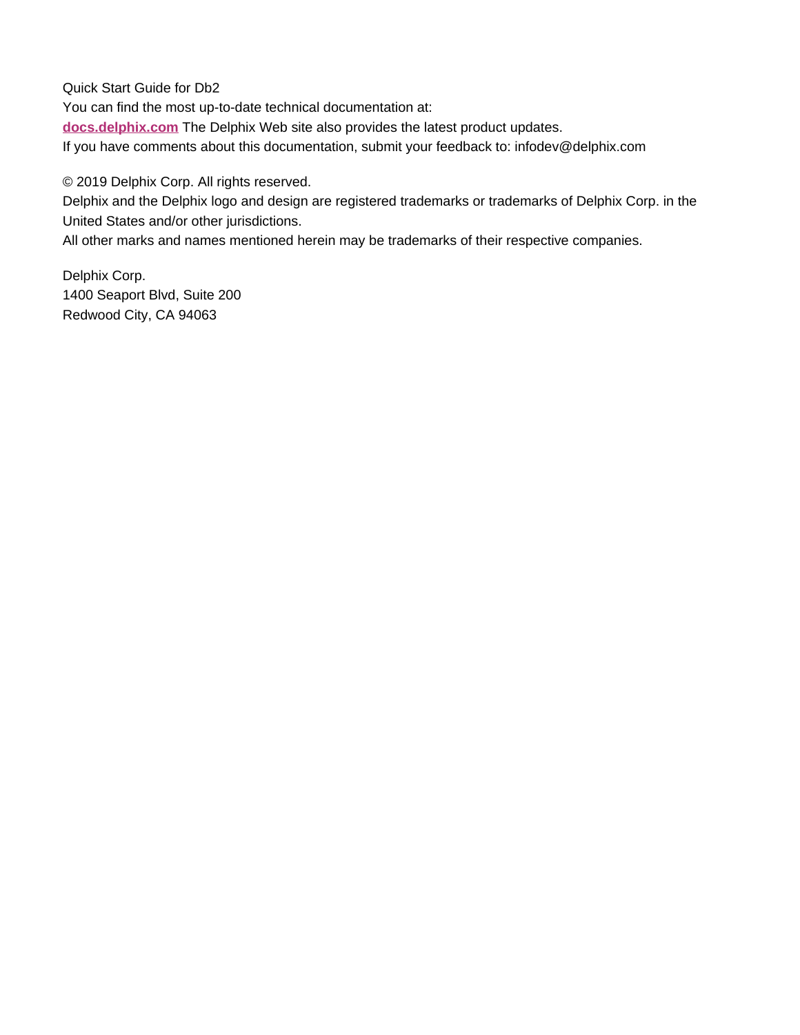Quick Start Guide for Db2

You can find the most up-to-date technical documentation at:

**[docs.delphix.com](docs.delphix.com)** The Delphix Web site also provides the latest product updates.

If you have comments about this documentation, submit your feedback to: infodev@delphix.com

© 2019 Delphix Corp. All rights reserved.

Delphix and the Delphix logo and design are registered trademarks or trademarks of Delphix Corp. in the United States and/or other jurisdictions.

All other marks and names mentioned herein may be trademarks of their respective companies.

Delphix Corp.
1400 Seaport Blvd, Suite 200
Redwood City, CA 94063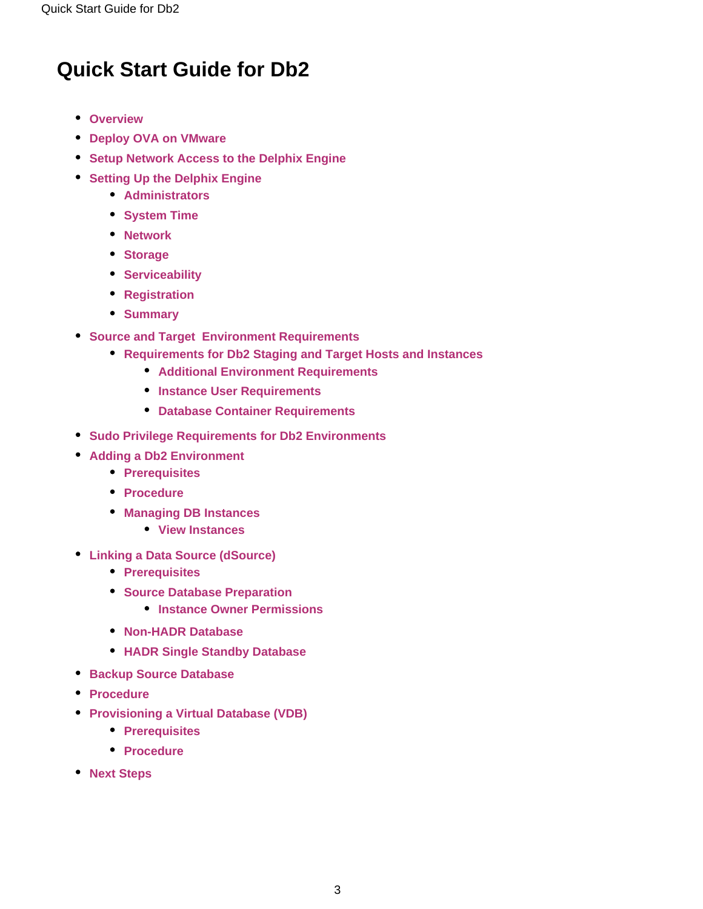# Quick Start Guide for Db2

- Overview
- Deploy OVA on VMware
- Setup Network Access to the Delphix Engine
- Setting Up the Delphix Engine
  - Administrators
  - System Time
  - Network
  - Storage
  - Serviceability
  - Registration
  - Summary
- Source and Target  Environment Requirements
  - Requirements for Db2 Staging and Target Hosts and Instances
    - Additional Environment Requirements
    - Instance User Requirements
    - Database Container Requirements
- Sudo Privilege Requirements for Db2 Environments
- Adding a Db2 Environment
  - Prerequisites
  - Procedure
  - Managing DB Instances
    - View Instances
- Linking a Data Source (dSource)
  - Prerequisites
  - Source Database Preparation
    - Instance Owner Permissions
  - Non-HADR Database
  - HADR Single Standby Database
- Backup Source Database
- Procedure
- Provisioning a Virtual Database (VDB)
  - Prerequisites
  - Procedure
- Next Steps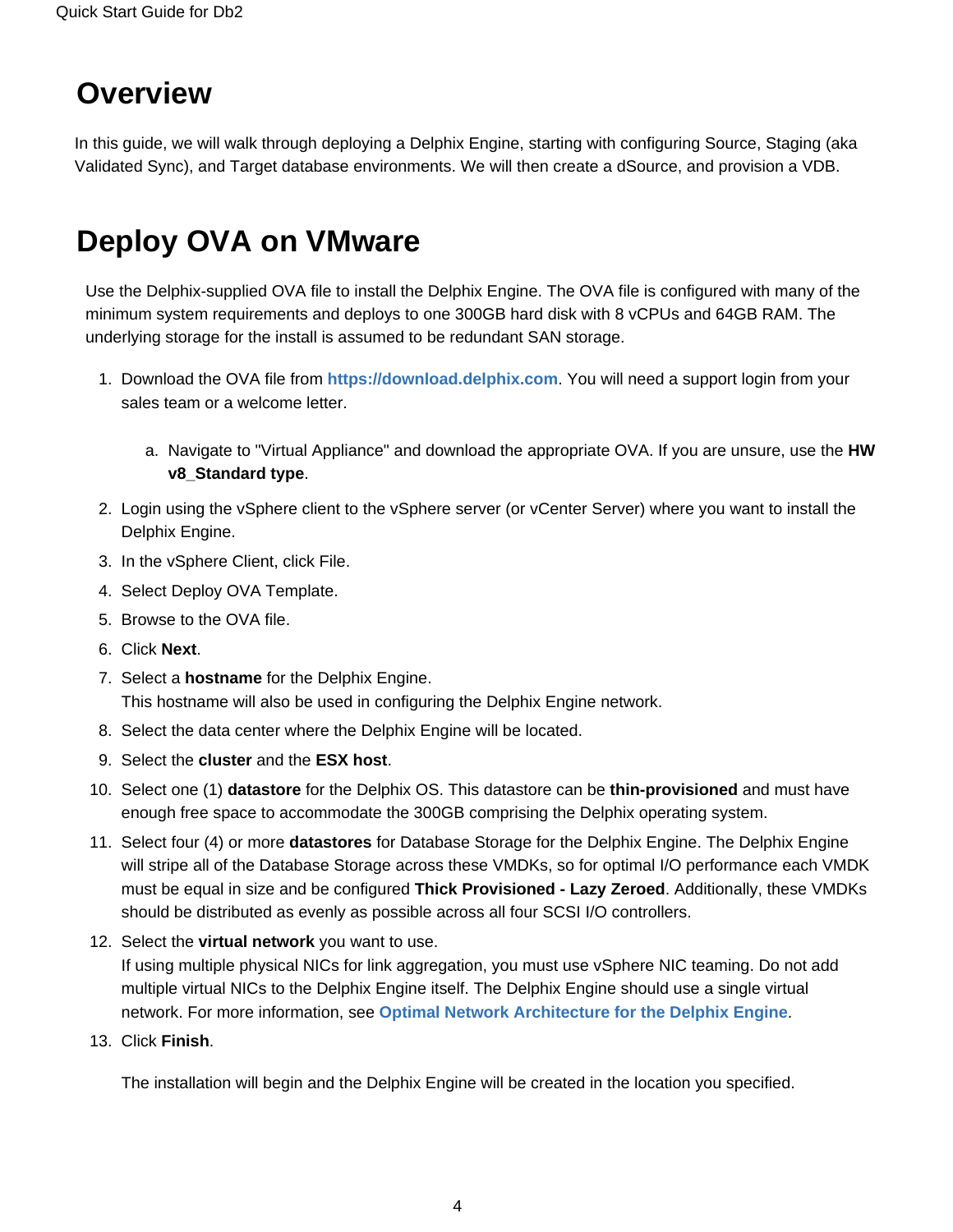# Overview

In this guide, we will walk through deploying a Delphix Engine, starting with configuring Source, Staging (aka Validated Sync), and Target database environments. We will then create a dSource, and provision a VDB.

# Deploy OVA on VMware

Use the Delphix-supplied OVA file to install the Delphix Engine. The OVA file is configured with many of the minimum system requirements and deploys to one 300GB hard disk with 8 vCPUs and 64GB RAM. The underlying storage for the install is assumed to be redundant SAN storage.

1. Download the OVA file from **https://download.delphix.com**. You will need a support login from your sales team or a welcome letter.
    a. Navigate to "Virtual Appliance" and download the appropriate OVA. If you are unsure, use the **HW v8_Standard type**.
2. Login using the vSphere client to the vSphere server (or vCenter Server) where you want to install the Delphix Engine.
3. In the vSphere Client, click File.
4. Select Deploy OVA Template.
5. Browse to the OVA file.
6. Click **Next**.
7. Select a **hostname** for the Delphix Engine.
   This hostname will also be used in configuring the Delphix Engine network.
8. Select the data center where the Delphix Engine will be located.
9. Select the **cluster** and the **ESX host**.
10. Select one (1) **datastore** for the Delphix OS. This datastore can be **thin-provisioned** and must have enough free space to accommodate the 300GB comprising the Delphix operating system.
11. Select four (4) or more **datastores** for Database Storage for the Delphix Engine. The Delphix Engine will stripe all of the Database Storage across these VMDKs, so for optimal I/O performance each VMDK must be equal in size and be configured **Thick Provisioned - Lazy Zeroed**. Additionally, these VMDKs should be distributed as evenly as possible across all four SCSI I/O controllers.
12. Select the **virtual network** you want to use.
    If using multiple physical NICs for link aggregation, you must use vSphere NIC teaming. Do not add multiple virtual NICs to the Delphix Engine itself. The Delphix Engine should use a single virtual network. For more information, see **Optimal Network Architecture for the Delphix Engine**.
13. Click **Finish**.

    The installation will begin and the Delphix Engine will be created in the location you specified.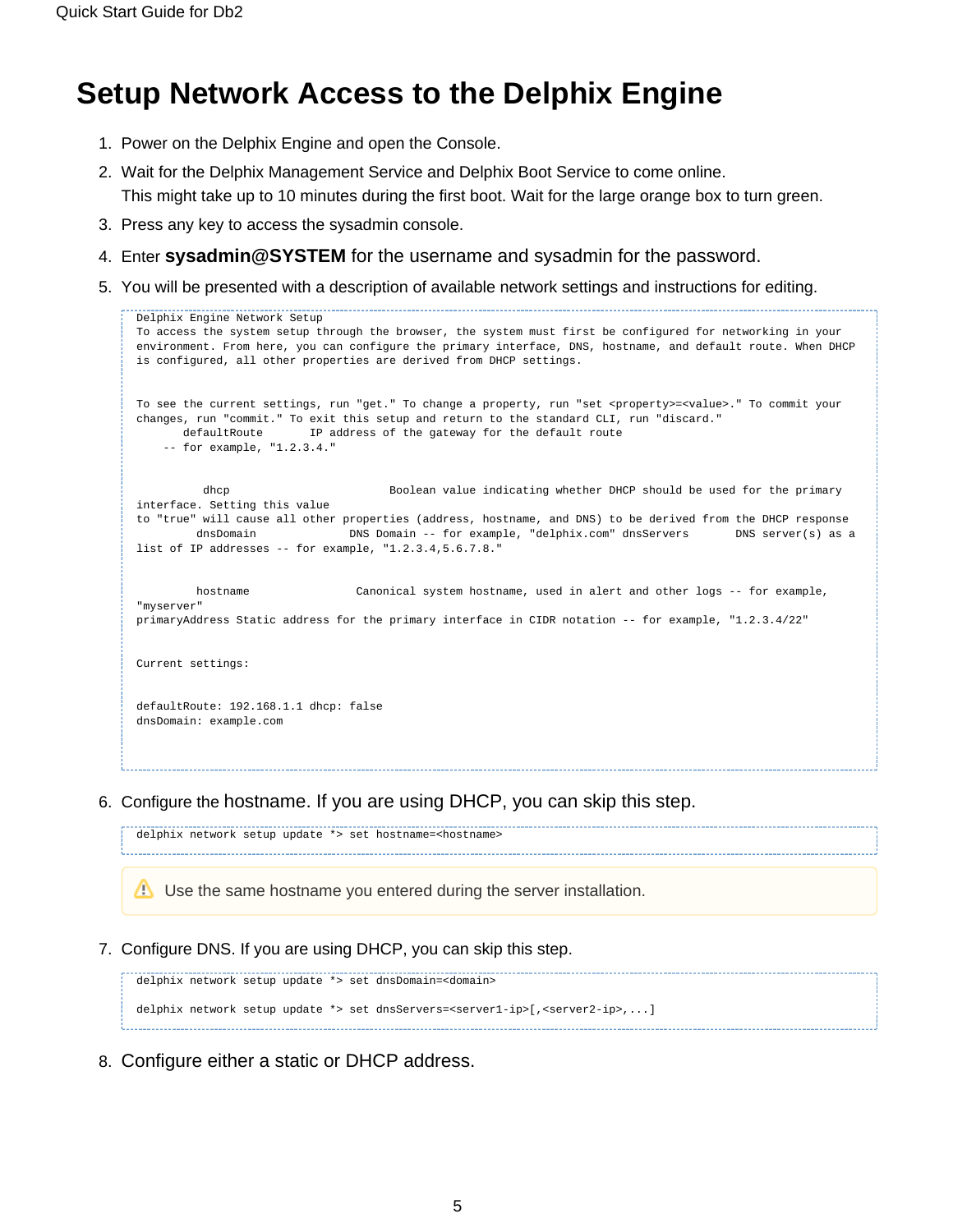# Setup Network Access to the Delphix Engine

1. Power on the Delphix Engine and open the Console.
2. Wait for the Delphix Management Service and Delphix Boot Service to come online.
   This might take up to 10 minutes during the first boot. Wait for the large orange box to turn green.
3. Press any key to access the sysadmin console.
4. Enter **sysadmin@SYSTEM** for the username and sysadmin for the password.
5. You will be presented with a description of available network settings and instructions for editing.

```
Delphix Engine Network Setup
To access the system setup through the browser, the system must first be configured for networking in your
environment. From here, you can configure the primary interface, DNS, hostname, and default route. When DHCP
is configured, all other properties are derived from DHCP settings.


To see the current settings, run "get." To change a property, run "set <property>=<value>." To commit your
changes, run "commit." To exit this setup and return to the standard CLI, run "discard."
       defaultRoute       IP address of the gateway for the default route
    -- for example, "1.2.3.4."


          dhcp                        Boolean value indicating whether DHCP should be used for the primary
interface. Setting this value
to "true" will cause all other properties (address, hostname, and DNS) to be derived from the DHCP response
         dnsDomain              DNS Domain -- for example, "delphix.com" dnsServers       DNS server(s) as a
list of IP addresses -- for example, "1.2.3.4,5.6.7.8."


         hostname                Canonical system hostname, used in alert and other logs -- for example,
"myserver"
primaryAddress Static address for the primary interface in CIDR notation -- for example, "1.2.3.4/22"


Current settings:


defaultRoute: 192.168.1.1 dhcp: false
dnsDomain: example.com
```

6. Configure the hostname. If you are using DHCP, you can skip this step.

```
delphix network setup update *> set hostname=<hostname>
```

> ⚠ Use the same hostname you entered during the server installation.

7. Configure DNS. If you are using DHCP, you can skip this step.

```
delphix network setup update *> set dnsDomain=<domain>

delphix network setup update *> set dnsServers=<server1-ip>[,<server2-ip>,...]
```

8. Configure either a static or DHCP address.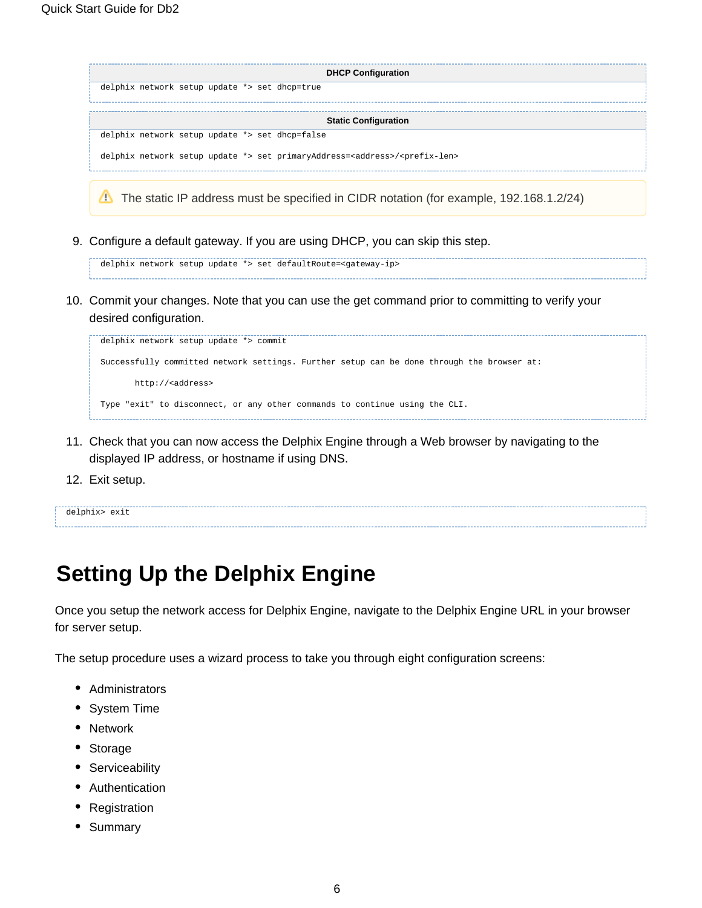**DHCP Configuration**

```
delphix network setup update *> set dhcp=true
```

**Static Configuration**

```
delphix network setup update *> set dhcp=false

delphix network setup update *> set primaryAddress=<address>/<prefix-len>
```

> ⚠ The static IP address must be specified in CIDR notation (for example, 192.168.1.2/24)

9. Configure a default gateway. If you are using DHCP, you can skip this step.

```
delphix network setup update *> set defaultRoute=<gateway-ip>
```

10. Commit your changes. Note that you can use the get command prior to committing to verify your desired configuration.

```
delphix network setup update *> commit

Successfully committed network settings. Further setup can be done through the browser at:

       http://<address>

Type "exit" to disconnect, or any other commands to continue using the CLI.
```

11. Check that you can now access the Delphix Engine through a Web browser by navigating to the displayed IP address, or hostname if using DNS.
12. Exit setup.

```
delphix> exit
```

# Setting Up the Delphix Engine

Once you setup the network access for Delphix Engine, navigate to the Delphix Engine URL in your browser for server setup.

The setup procedure uses a wizard process to take you through eight configuration screens:

- Administrators
- System Time
- Network
- Storage
- Serviceability
- Authentication
- Registration
- Summary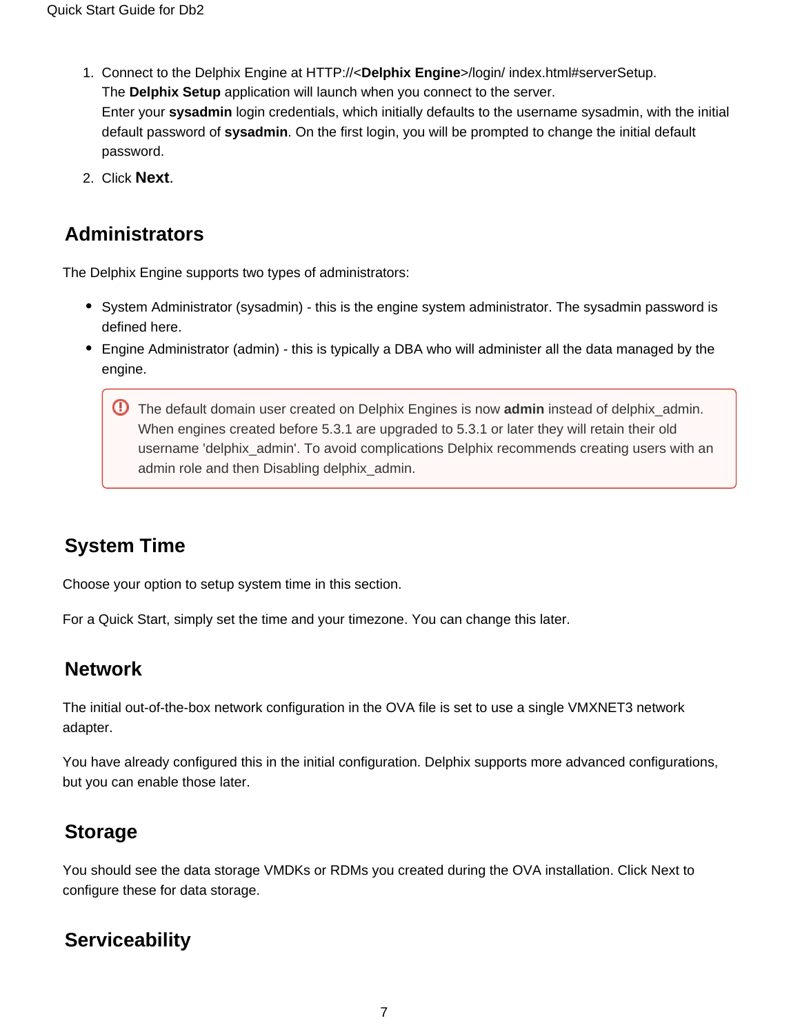1. Connect to the Delphix Engine at HTTP://<**Delphix Engine**>/login/ index.html#serverSetup.
   The **Delphix Setup** application will launch when you connect to the server.
   Enter your **sysadmin** login credentials, which initially defaults to the username sysadmin, with the initial default password of **sysadmin**. On the first login, you will be prompted to change the initial default password.
2. Click **Next**.

## Administrators

The Delphix Engine supports two types of administrators:

- System Administrator (sysadmin) - this is the engine system administrator. The sysadmin password is defined here.
- Engine Administrator (admin) - this is typically a DBA who will administer all the data managed by the engine.

> The default domain user created on Delphix Engines is now **admin** instead of delphix_admin. When engines created before 5.3.1 are upgraded to 5.3.1 or later they will retain their old username 'delphix_admin'. To avoid complications Delphix recommends creating users with an admin role and then Disabling delphix_admin.

## System Time

Choose your option to setup system time in this section.

For a Quick Start, simply set the time and your timezone. You can change this later.

## Network

The initial out-of-the-box network configuration in the OVA file is set to use a single VMXNET3 network adapter.

You have already configured this in the initial configuration. Delphix supports more advanced configurations, but you can enable those later.

## Storage

You should see the data storage VMDKs or RDMs you created during the OVA installation. Click Next to configure these for data storage.

## Serviceability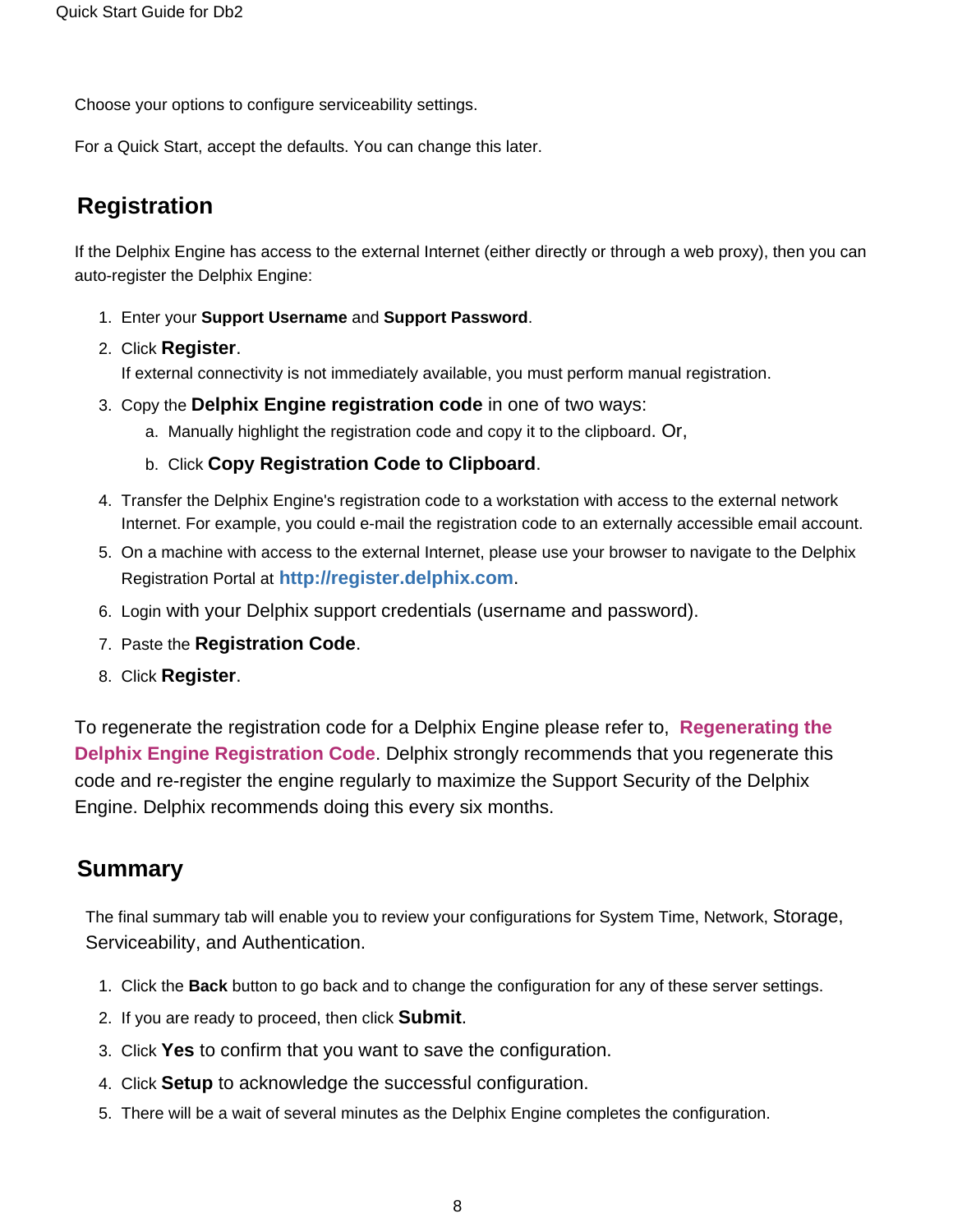Choose your options to configure serviceability settings.

For a Quick Start, accept the defaults. You can change this later.

## Registration

If the Delphix Engine has access to the external Internet (either directly or through a web proxy), then you can auto-register the Delphix Engine:

1. Enter your **Support Username** and **Support Password**.
2. Click **Register**.  
   If external connectivity is not immediately available, you must perform manual registration.
3. Copy the **Delphix Engine registration code** in one of two ways:
    a. Manually highlight the registration code and copy it to the clipboard. Or,
    b. Click **Copy Registration Code to Clipboard**.
4. Transfer the Delphix Engine's registration code to a workstation with access to the external network Internet. For example, you could e-mail the registration code to an externally accessible email account.
5. On a machine with access to the external Internet, please use your browser to navigate to the Delphix Registration Portal at **http://register.delphix.com**.
6. Login with your Delphix support credentials (username and password).
7. Paste the **Registration Code**.
8. Click **Register**.

To regenerate the registration code for a Delphix Engine please refer to, **Regenerating the Delphix Engine Registration Code**. Delphix strongly recommends that you regenerate this code and re-register the engine regularly to maximize the Support Security of the Delphix Engine. Delphix recommends doing this every six months.

## Summary

The final summary tab will enable you to review your configurations for System Time, Network, Storage, Serviceability, and Authentication.

1. Click the **Back** button to go back and to change the configuration for any of these server settings.
2. If you are ready to proceed, then click **Submit**.
3. Click **Yes** to confirm that you want to save the configuration.
4. Click **Setup** to acknowledge the successful configuration.
5. There will be a wait of several minutes as the Delphix Engine completes the configuration.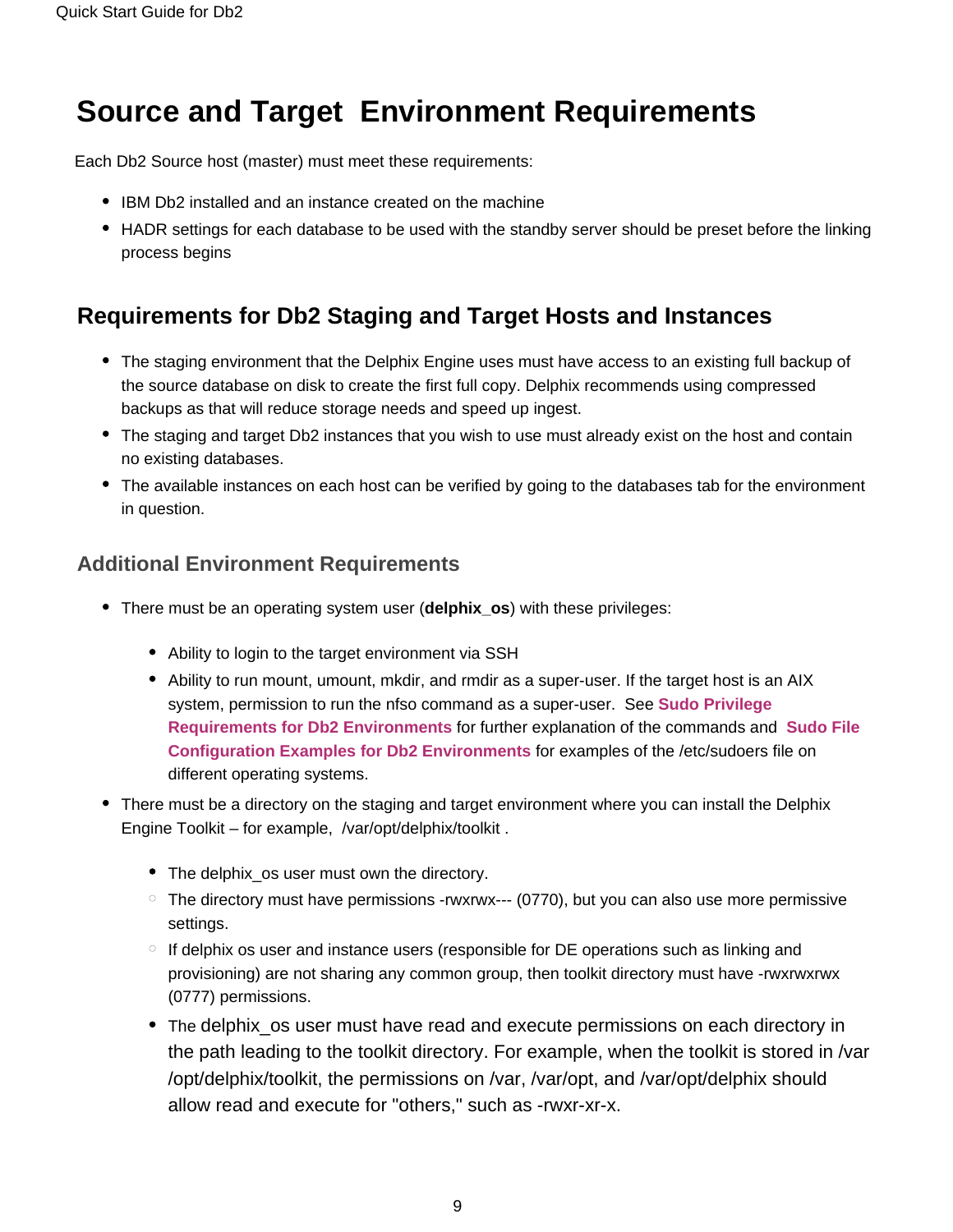# Source and Target Environment Requirements

Each Db2 Source host (master) must meet these requirements:

- IBM Db2 installed and an instance created on the machine
- HADR settings for each database to be used with the standby server should be preset before the linking process begins

## Requirements for Db2 Staging and Target Hosts and Instances

- The staging environment that the Delphix Engine uses must have access to an existing full backup of the source database on disk to create the first full copy. Delphix recommends using compressed backups as that will reduce storage needs and speed up ingest.
- The staging and target Db2 instances that you wish to use must already exist on the host and contain no existing databases.
- The available instances on each host can be verified by going to the databases tab for the environment in question.

### Additional Environment Requirements

- There must be an operating system user (**delphix_os**) with these privileges:
  - Ability to login to the target environment via SSH
  - Ability to run mount, umount, mkdir, and rmdir as a super-user. If the target host is an AIX system, permission to run the nfso command as a super-user. See **Sudo Privilege Requirements for Db2 Environments** for further explanation of the commands and **Sudo File Configuration Examples for Db2 Environments** for examples of the /etc/sudoers file on different operating systems.
- There must be a directory on the staging and target environment where you can install the Delphix Engine Toolkit – for example, /var/opt/delphix/toolkit .
  - The delphix_os user must own the directory.
    - The directory must have permissions -rwxrwx--- (0770), but you can also use more permissive settings.
    - If delphix os user and instance users (responsible for DE operations such as linking and provisioning) are not sharing any common group, then toolkit directory must have -rwxrwxrwx (0777) permissions.
  - The delphix_os user must have read and execute permissions on each directory in the path leading to the toolkit directory. For example, when the toolkit is stored in /var/opt/delphix/toolkit, the permissions on /var, /var/opt, and /var/opt/delphix should allow read and execute for "others," such as -rwxr-xr-x.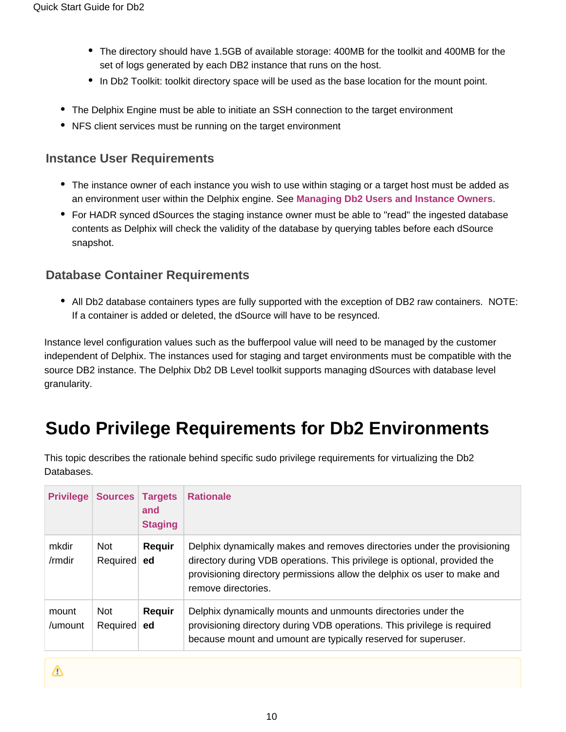- The directory should have 1.5GB of available storage: 400MB for the toolkit and 400MB for the set of logs generated by each DB2 instance that runs on the host.
- In Db2 Toolkit: toolkit directory space will be used as the base location for the mount point.

- The Delphix Engine must be able to initiate an SSH connection to the target environment
- NFS client services must be running on the target environment

### Instance User Requirements

- The instance owner of each instance you wish to use within staging or a target host must be added as an environment user within the Delphix engine. See **Managing Db2 Users and Instance Owners**.
- For HADR synced dSources the staging instance owner must be able to "read" the ingested database contents as Delphix will check the validity of the database by querying tables before each dSource snapshot.

### Database Container Requirements

- All Db2 database containers types are fully supported with the exception of DB2 raw containers. NOTE: If a container is added or deleted, the dSource will have to be resynced.

Instance level configuration values such as the bufferpool value will need to be managed by the customer independent of Delphix. The instances used for staging and target environments must be compatible with the source DB2 instance. The Delphix Db2 DB Level toolkit supports managing dSources with database level granularity.

# Sudo Privilege Requirements for Db2 Environments

This topic describes the rationale behind specific sudo privilege requirements for virtualizing the Db2 Databases.

| Privilege | Sources | Targets and Staging | Rationale |
|---|---|---|---|
| mkdir /rmdir | Not Required | **Required** | Delphix dynamically makes and removes directories under the provisioning directory during VDB operations. This privilege is optional, provided the provisioning directory permissions allow the delphix os user to make and remove directories. |
| mount /umount | Not Required | **Required** | Delphix dynamically mounts and unmounts directories under the provisioning directory during VDB operations. This privilege is required because mount and umount are typically reserved for superuser. |

⚠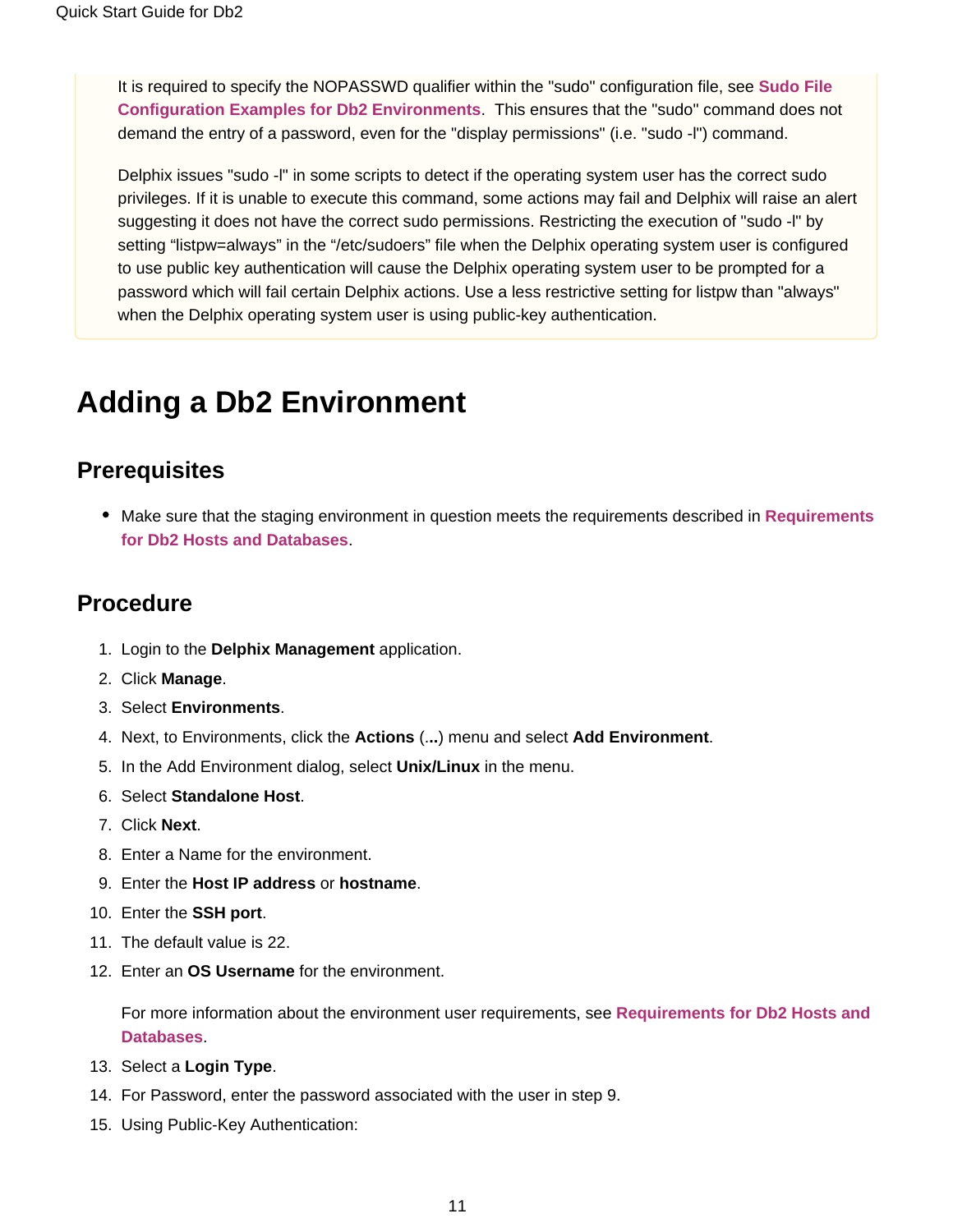It is required to specify the NOPASSWD qualifier within the "sudo" configuration file, see **Sudo File Configuration Examples for Db2 Environments**. This ensures that the "sudo" command does not demand the entry of a password, even for the "display permissions" (i.e. "sudo -l") command.

Delphix issues "sudo -l" in some scripts to detect if the operating system user has the correct sudo privileges. If it is unable to execute this command, some actions may fail and Delphix will raise an alert suggesting it does not have the correct sudo permissions. Restricting the execution of "sudo -l" by setting “listpw=always” in the “/etc/sudoers” file when the Delphix operating system user is configured to use public key authentication will cause the Delphix operating system user to be prompted for a password which will fail certain Delphix actions. Use a less restrictive setting for listpw than "always" when the Delphix operating system user is using public-key authentication.

# Adding a Db2 Environment

## Prerequisites

- Make sure that the staging environment in question meets the requirements described in **Requirements for Db2 Hosts and Databases**.

## Procedure

1. Login to the **Delphix Management** application.
2. Click **Manage**.
3. Select **Environments**.
4. Next, to Environments, click the **Actions** (**...**) menu and select **Add Environment**.
5. In the Add Environment dialog, select **Unix/Linux** in the menu.
6. Select **Standalone Host**.
7. Click **Next**.
8. Enter a Name for the environment.
9. Enter the **Host IP address** or **hostname**.
10. Enter the **SSH port**.
11. The default value is 22.
12. Enter an **OS Username** for the environment.

    For more information about the environment user requirements, see **Requirements for Db2 Hosts and Databases**.
13. Select a **Login Type**.
14. For Password, enter the password associated with the user in step 9.
15. Using Public-Key Authentication: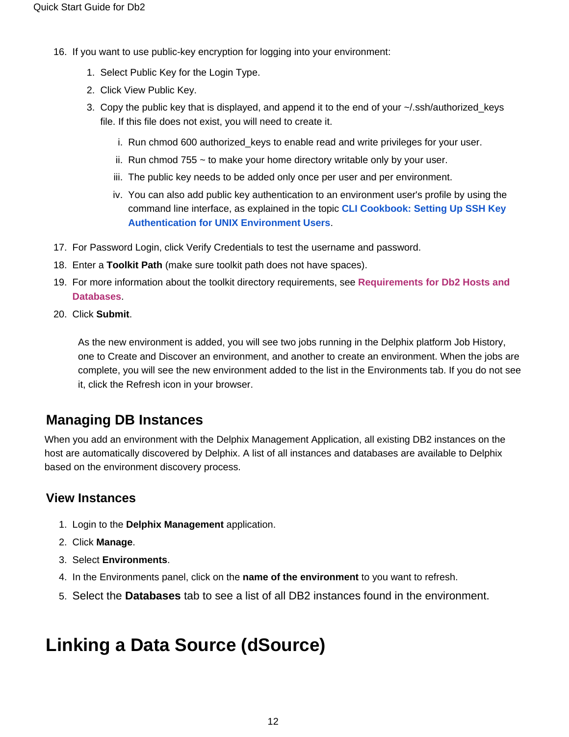16. If you want to use public-key encryption for logging into your environment:
    1. Select Public Key for the Login Type.
    2. Click View Public Key.
    3. Copy the public key that is displayed, and append it to the end of your ~/.ssh/authorized_keys file. If this file does not exist, you will need to create it.
        i. Run chmod 600 authorized_keys to enable read and write privileges for your user.
        ii. Run chmod 755 ~ to make your home directory writable only by your user.
        iii. The public key needs to be added only once per user and per environment.
        iv. You can also add public key authentication to an environment user's profile by using the command line interface, as explained in the topic **CLI Cookbook: Setting Up SSH Key Authentication for UNIX Environment Users**.
17. For Password Login, click Verify Credentials to test the username and password.
18. Enter a **Toolkit Path** (make sure toolkit path does not have spaces).
19. For more information about the toolkit directory requirements, see **Requirements for Db2 Hosts and Databases**.
20. Click **Submit**.

    As the new environment is added, you will see two jobs running in the Delphix platform Job History, one to Create and Discover an environment, and another to create an environment. When the jobs are complete, you will see the new environment added to the list in the Environments tab. If you do not see it, click the Refresh icon in your browser.

## Managing DB Instances

When you add an environment with the Delphix Management Application, all existing DB2 instances on the host are automatically discovered by Delphix. A list of all instances and databases are available to Delphix based on the environment discovery process.

## View Instances

1. Login to the **Delphix Management** application.
2. Click **Manage**.
3. Select **Environments**.
4. In the Environments panel, click on the **name of the environment** to you want to refresh.
5. Select the **Databases** tab to see a list of all DB2 instances found in the environment.

# Linking a Data Source (dSource)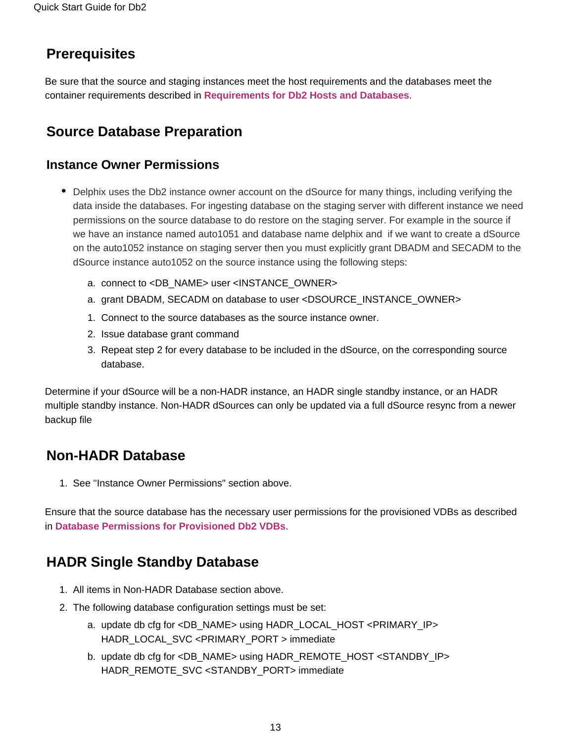## Prerequisites

Be sure that the source and staging instances meet the host requirements and the databases meet the container requirements described in **Requirements for Db2 Hosts and Databases**.

## Source Database Preparation

### Instance Owner Permissions

- Delphix uses the Db2 instance owner account on the dSource for many things, including verifying the data inside the databases. For ingesting database on the staging server with different instance we need permissions on the source database to do restore on the staging server. For example in the source if we have an instance named auto1051 and database name delphix and  if we want to create a dSource on the auto1052 instance on staging server then you must explicitly grant DBADM and SECADM to the dSource instance auto1052 on the source instance using the following steps:
    a. connect to <DB_NAME> user <INSTANCE_OWNER>
    a. grant DBADM, SECADM on database to user <DSOURCE_INSTANCE_OWNER>
    1. Connect to the source databases as the source instance owner.
    2. Issue database grant command
    3. Repeat step 2 for every database to be included in the dSource, on the corresponding source database.

Determine if your dSource will be a non-HADR instance, an HADR single standby instance, or an HADR multiple standby instance. Non-HADR dSources can only be updated via a full dSource resync from a newer backup file

## Non-HADR Database

1. See "Instance Owner Permissions" section above.

Ensure that the source database has the necessary user permissions for the provisioned VDBs as described in **Database Permissions for Provisioned Db2 VDBs**.

## HADR Single Standby Database

1. All items in Non-HADR Database section above.
2. The following database configuration settings must be set:
    a. update db cfg for <DB_NAME> using HADR_LOCAL_HOST <PRIMARY_IP> HADR_LOCAL_SVC <PRIMARY_PORT > immediate
    b. update db cfg for <DB_NAME> using HADR_REMOTE_HOST <STANDBY_IP> HADR_REMOTE_SVC <STANDBY_PORT> immediate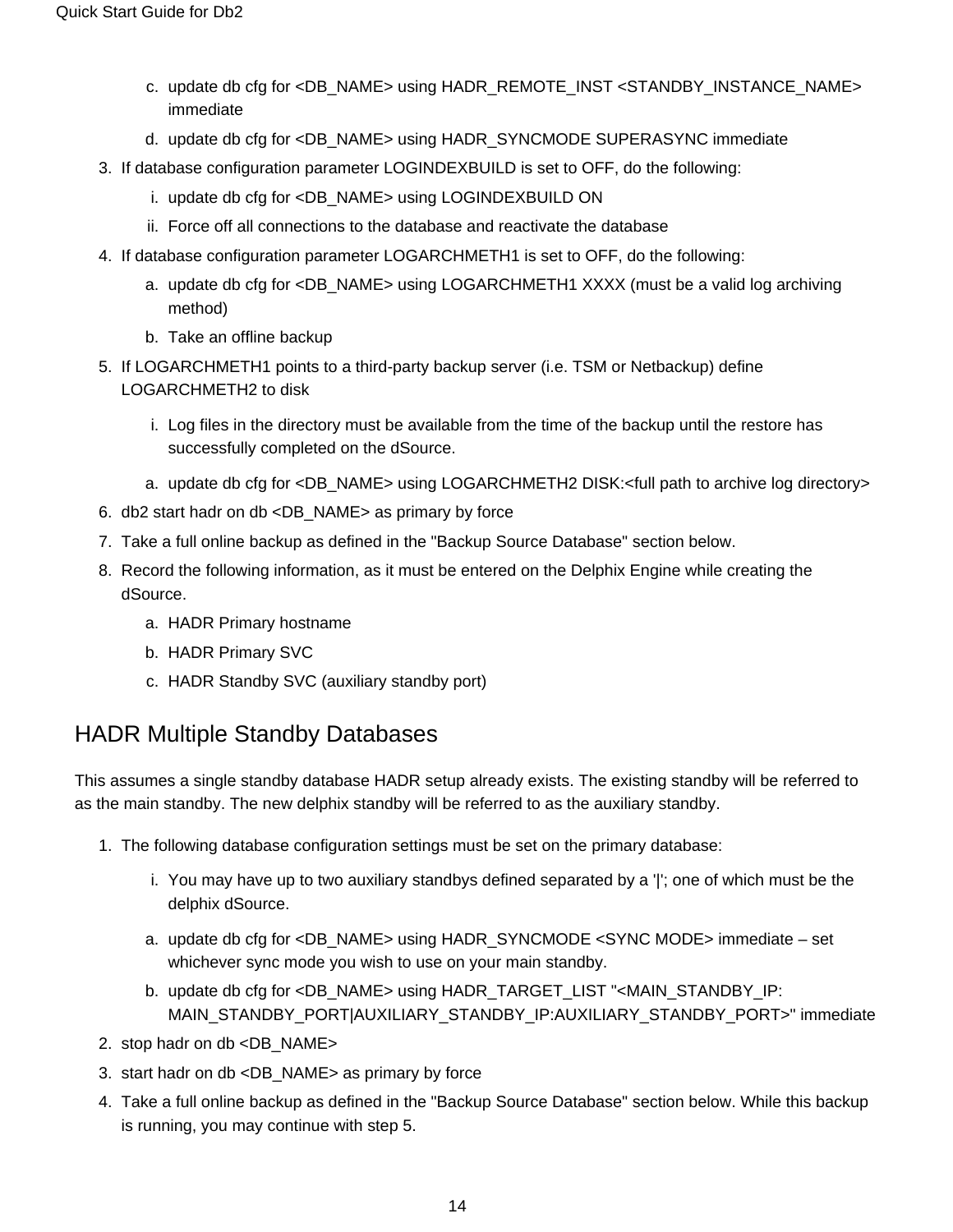c. update db cfg for <DB_NAME> using HADR_REMOTE_INST <STANDBY_INSTANCE_NAME> immediate

d. update db cfg for <DB_NAME> using HADR_SYNCMODE SUPERASYNC immediate

3. If database configuration parameter LOGINDEXBUILD is set to OFF, do the following:
    i. update db cfg for <DB_NAME> using LOGINDEXBUILD ON
    ii. Force off all connections to the database and reactivate the database
4. If database configuration parameter LOGARCHMETH1 is set to OFF, do the following:
    a. update db cfg for <DB_NAME> using LOGARCHMETH1 XXXX (must be a valid log archiving method)
    b. Take an offline backup
5. If LOGARCHMETH1 points to a third-party backup server (i.e. TSM or Netbackup) define LOGARCHMETH2 to disk
    i. Log files in the directory must be available from the time of the backup until the restore has successfully completed on the dSource.

    a. update db cfg for <DB_NAME> using LOGARCHMETH2 DISK:<full path to archive log directory>
6. db2 start hadr on db <DB_NAME> as primary by force
7. Take a full online backup as defined in the "Backup Source Database" section below.
8. Record the following information, as it must be entered on the Delphix Engine while creating the dSource.
    a. HADR Primary hostname
    b. HADR Primary SVC
    c. HADR Standby SVC (auxiliary standby port)

## HADR Multiple Standby Databases

This assumes a single standby database HADR setup already exists. The existing standby will be referred to as the main standby. The new delphix standby will be referred to as the auxiliary standby.

1. The following database configuration settings must be set on the primary database:
    i. You may have up to two auxiliary standbys defined separated by a '|'; one of which must be the delphix dSource.

    a. update db cfg for <DB_NAME> using HADR_SYNCMODE <SYNC MODE> immediate – set whichever sync mode you wish to use on your main standby.
    b. update db cfg for <DB_NAME> using HADR_TARGET_LIST "<MAIN_STANDBY_IP:MAIN_STANDBY_PORT|AUXILIARY_STANDBY_IP:AUXILIARY_STANDBY_PORT>" immediate
2. stop hadr on db <DB_NAME>
3. start hadr on db <DB_NAME> as primary by force
4. Take a full online backup as defined in the "Backup Source Database" section below. While this backup is running, you may continue with step 5.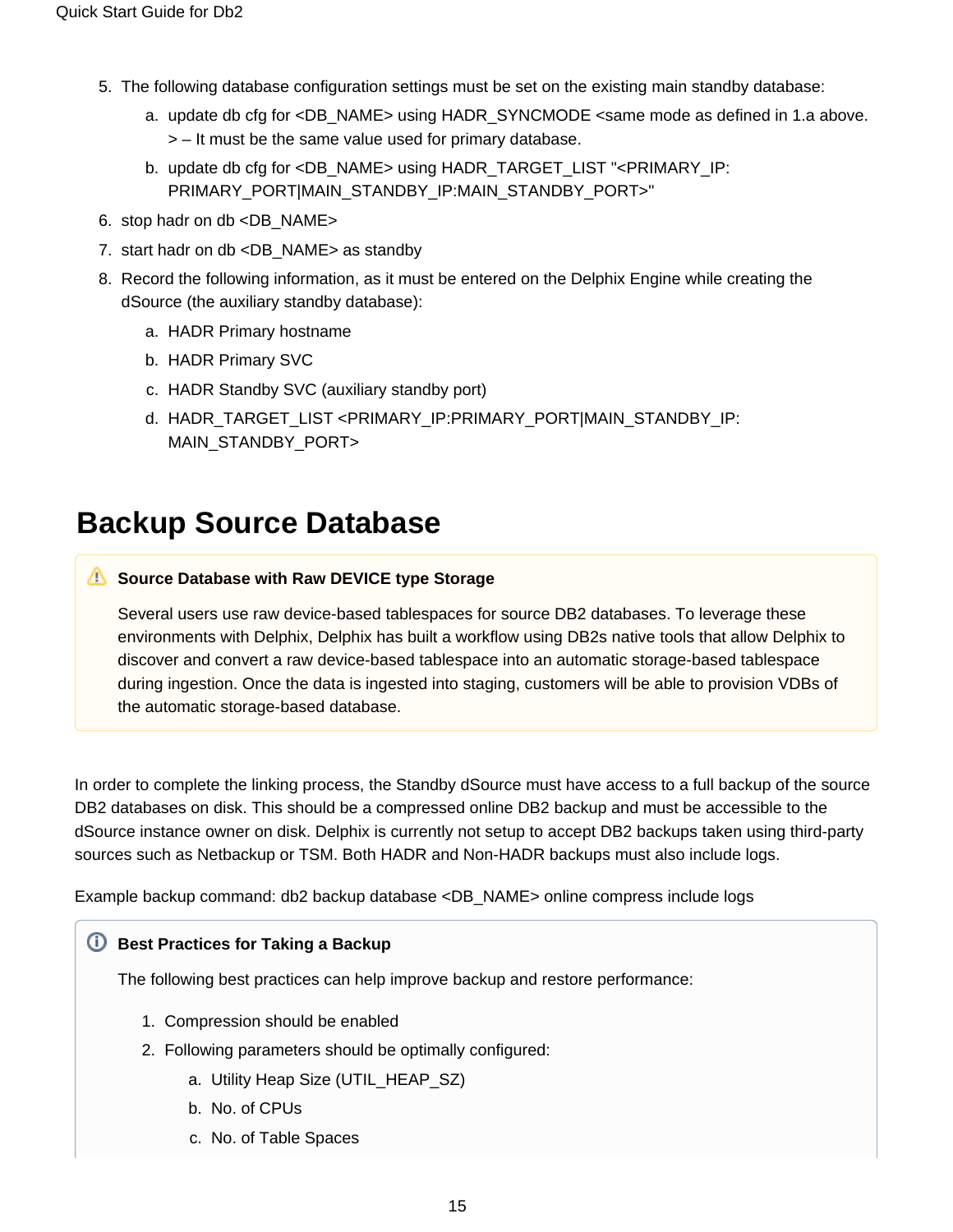5. The following database configuration settings must be set on the existing main standby database:
   a. update db cfg for <DB_NAME> using HADR_SYNCMODE <same mode as defined in 1.a above. > – It must be the same value used for primary database.
   b. update db cfg for <DB_NAME> using HADR_TARGET_LIST "<PRIMARY_IP:PRIMARY_PORT|MAIN_STANDBY_IP:MAIN_STANDBY_PORT>"
6. stop hadr on db <DB_NAME>
7. start hadr on db <DB_NAME> as standby
8. Record the following information, as it must be entered on the Delphix Engine while creating the dSource (the auxiliary standby database):
   a. HADR Primary hostname
   b. HADR Primary SVC
   c. HADR Standby SVC (auxiliary standby port)
   d. HADR_TARGET_LIST <PRIMARY_IP:PRIMARY_PORT|MAIN_STANDBY_IP:MAIN_STANDBY_PORT>

# Backup Source Database

> **Source Database with Raw DEVICE type Storage**
>
> Several users use raw device-based tablespaces for source DB2 databases. To leverage these environments with Delphix, Delphix has built a workflow using DB2s native tools that allow Delphix to discover and convert a raw device-based tablespace into an automatic storage-based tablespace during ingestion. Once the data is ingested into staging, customers will be able to provision VDBs of the automatic storage-based database.

In order to complete the linking process, the Standby dSource must have access to a full backup of the source DB2 databases on disk. This should be a compressed online DB2 backup and must be accessible to the dSource instance owner on disk. Delphix is currently not setup to accept DB2 backups taken using third-party sources such as Netbackup or TSM. Both HADR and Non-HADR backups must also include logs.

Example backup command: db2 backup database <DB_NAME> online compress include logs

> **Best Practices for Taking a Backup**
>
> The following best practices can help improve backup and restore performance:
>
> 1. Compression should be enabled
> 2. Following parameters should be optimally configured:
>    a. Utility Heap Size (UTIL_HEAP_SZ)
>    b. No. of CPUs
>    c. No. of Table Spaces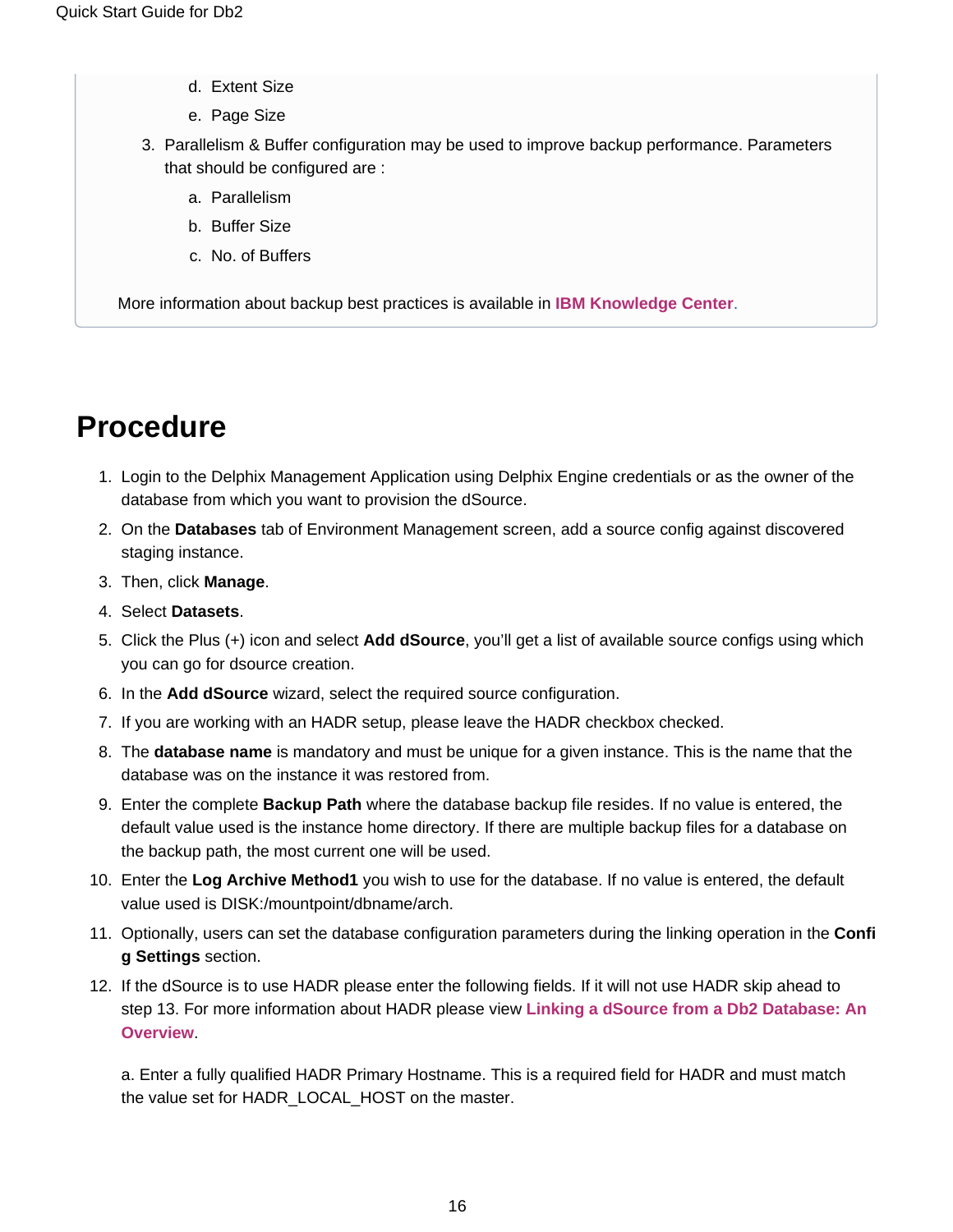d. Extent Size

e. Page Size

3. Parallelism & Buffer configuration may be used to improve backup performance. Parameters that should be configured are :
   a. Parallelism
   b. Buffer Size
   c. No. of Buffers

More information about backup best practices is available in **IBM Knowledge Center**.

# Procedure

1. Login to the Delphix Management Application using Delphix Engine credentials or as the owner of the database from which you want to provision the dSource.
2. On the **Databases** tab of Environment Management screen, add a source config against discovered staging instance.
3. Then, click **Manage**.
4. Select **Datasets**.
5. Click the Plus (+) icon and select **Add dSource**, you'll get a list of available source configs using which you can go for dsource creation.
6. In the **Add dSource** wizard, select the required source configuration.
7. If you are working with an HADR setup, please leave the HADR checkbox checked.
8. The **database name** is mandatory and must be unique for a given instance. This is the name that the database was on the instance it was restored from.
9. Enter the complete **Backup Path** where the database backup file resides. If no value is entered, the default value used is the instance home directory. If there are multiple backup files for a database on the backup path, the most current one will be used.
10. Enter the **Log Archive Method1** you wish to use for the database. If no value is entered, the default value used is DISK:/mountpoint/dbname/arch.
11. Optionally, users can set the database configuration parameters during the linking operation in the **Config Settings** section.
12. If the dSource is to use HADR please enter the following fields. If it will not use HADR skip ahead to step 13. For more information about HADR please view **Linking a dSource from a Db2 Database: An Overview**.

    a. Enter a fully qualified HADR Primary Hostname. This is a required field for HADR and must match the value set for HADR_LOCAL_HOST on the master.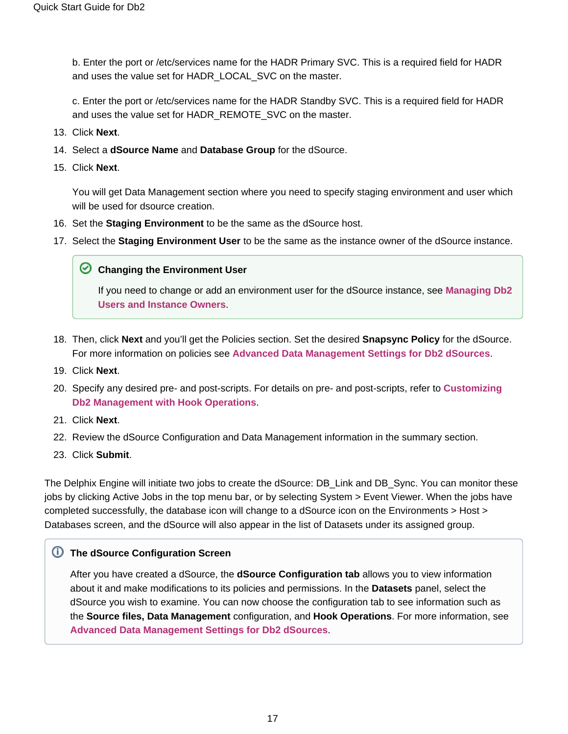b. Enter the port or /etc/services name for the HADR Primary SVC. This is a required field for HADR and uses the value set for HADR_LOCAL_SVC on the master.

c. Enter the port or /etc/services name for the HADR Standby SVC. This is a required field for HADR and uses the value set for HADR_REMOTE_SVC on the master.

13. Click **Next**.
14. Select a **dSource Name** and **Database Group** for the dSource.
15. Click **Next**.

    You will get Data Management section where you need to specify staging environment and user which will be used for dsource creation.

16. Set the **Staging Environment** to be the same as the dSource host.
17. Select the **Staging Environment User** to be the same as the instance owner of the dSource instance.

> **Changing the Environment User**
>
> If you need to change or add an environment user for the dSource instance, see **Managing Db2 Users and Instance Owners**.

18. Then, click **Next** and you'll get the Policies section. Set the desired **Snapsync Policy** for the dSource. For more information on policies see **Advanced Data Management Settings for Db2 dSources**.
19. Click **Next**.
20. Specify any desired pre- and post-scripts. For details on pre- and post-scripts, refer to **Customizing Db2 Management with Hook Operations**.
21. Click **Next**.
22. Review the dSource Configuration and Data Management information in the summary section.
23. Click **Submit**.

The Delphix Engine will initiate two jobs to create the dSource: DB_Link and DB_Sync. You can monitor these jobs by clicking Active Jobs in the top menu bar, or by selecting System > Event Viewer. When the jobs have completed successfully, the database icon will change to a dSource icon on the Environments > Host > Databases screen, and the dSource will also appear in the list of Datasets under its assigned group.

> **The dSource Configuration Screen**
>
> After you have created a dSource, the **dSource Configuration tab** allows you to view information about it and make modifications to its policies and permissions. In the **Datasets** panel, select the dSource you wish to examine. You can now choose the configuration tab to see information such as the **Source files, Data Management** configuration, and **Hook Operations**. For more information, see **Advanced Data Management Settings for Db2 dSources**.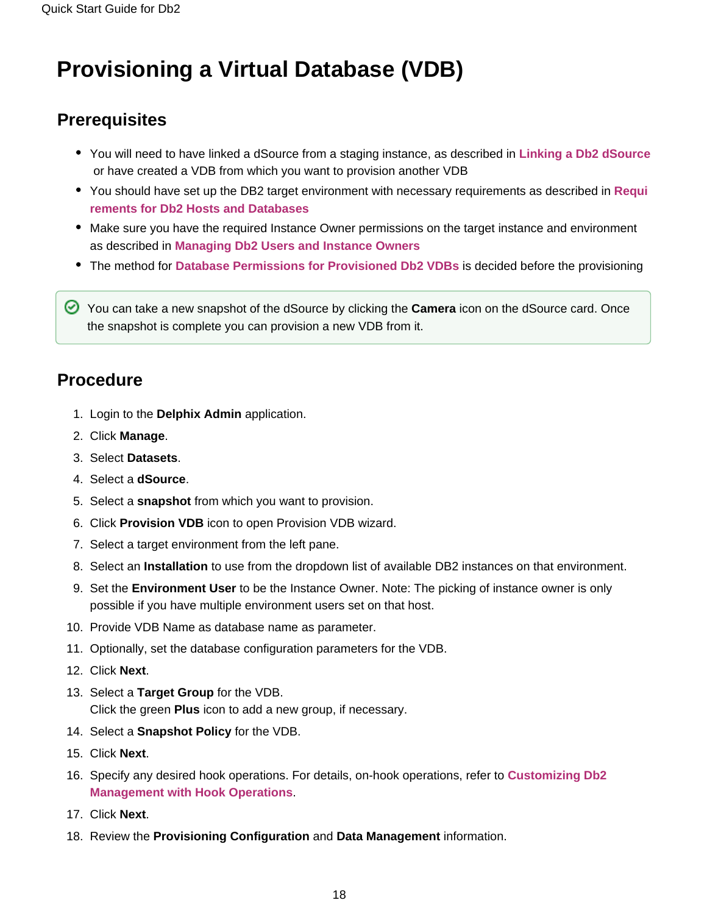# Provisioning a Virtual Database (VDB)

## Prerequisites

- You will need to have linked a dSource from a staging instance, as described in **Linking a Db2 dSource** or have created a VDB from which you want to provision another VDB
- You should have set up the DB2 target environment with necessary requirements as described in **Requirements for Db2 Hosts and Databases**
- Make sure you have the required Instance Owner permissions on the target instance and environment as described in **Managing Db2 Users and Instance Owners**
- The method for **Database Permissions for Provisioned Db2 VDBs** is decided before the provisioning

> You can take a new snapshot of the dSource by clicking the **Camera** icon on the dSource card. Once the snapshot is complete you can provision a new VDB from it.

## Procedure

1. Login to the **Delphix Admin** application.
2. Click **Manage**.
3. Select **Datasets**.
4. Select a **dSource**.
5. Select a **snapshot** from which you want to provision.
6. Click **Provision VDB** icon to open Provision VDB wizard.
7. Select a target environment from the left pane.
8. Select an **Installation** to use from the dropdown list of available DB2 instances on that environment.
9. Set the **Environment User** to be the Instance Owner. Note: The picking of instance owner is only possible if you have multiple environment users set on that host.
10. Provide VDB Name as database name as parameter.
11. Optionally, set the database configuration parameters for the VDB.
12. Click **Next**.
13. Select a **Target Group** for the VDB.
    Click the green **Plus** icon to add a new group, if necessary.
14. Select a **Snapshot Policy** for the VDB.
15. Click **Next**.
16. Specify any desired hook operations. For details, on-hook operations, refer to **Customizing Db2 Management with Hook Operations**.
17. Click **Next**.
18. Review the **Provisioning Configuration** and **Data Management** information.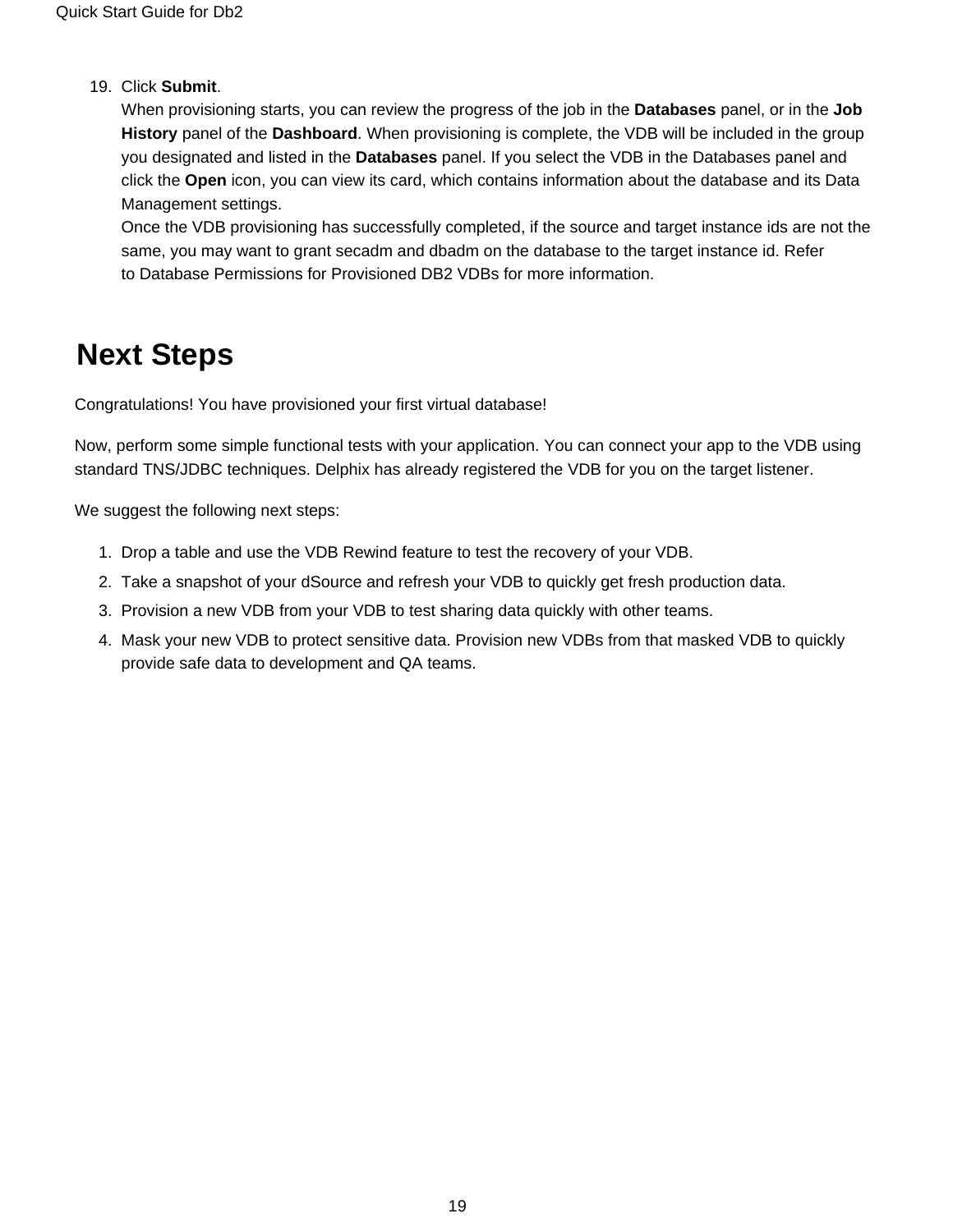19. Click **Submit**.
    When provisioning starts, you can review the progress of the job in the **Databases** panel, or in the **Job History** panel of the **Dashboard**. When provisioning is complete, the VDB will be included in the group you designated and listed in the **Databases** panel. If you select the VDB in the Databases panel and click the **Open** icon, you can view its card, which contains information about the database and its Data Management settings.
    Once the VDB provisioning has successfully completed, if the source and target instance ids are not the same, you may want to grant secadm and dbadm on the database to the target instance id. Refer to Database Permissions for Provisioned DB2 VDBs for more information.

# Next Steps

Congratulations! You have provisioned your first virtual database!

Now, perform some simple functional tests with your application. You can connect your app to the VDB using standard TNS/JDBC techniques. Delphix has already registered the VDB for you on the target listener.

We suggest the following next steps:

1. Drop a table and use the VDB Rewind feature to test the recovery of your VDB.
2. Take a snapshot of your dSource and refresh your VDB to quickly get fresh production data.
3. Provision a new VDB from your VDB to test sharing data quickly with other teams.
4. Mask your new VDB to protect sensitive data. Provision new VDBs from that masked VDB to quickly provide safe data to development and QA teams.